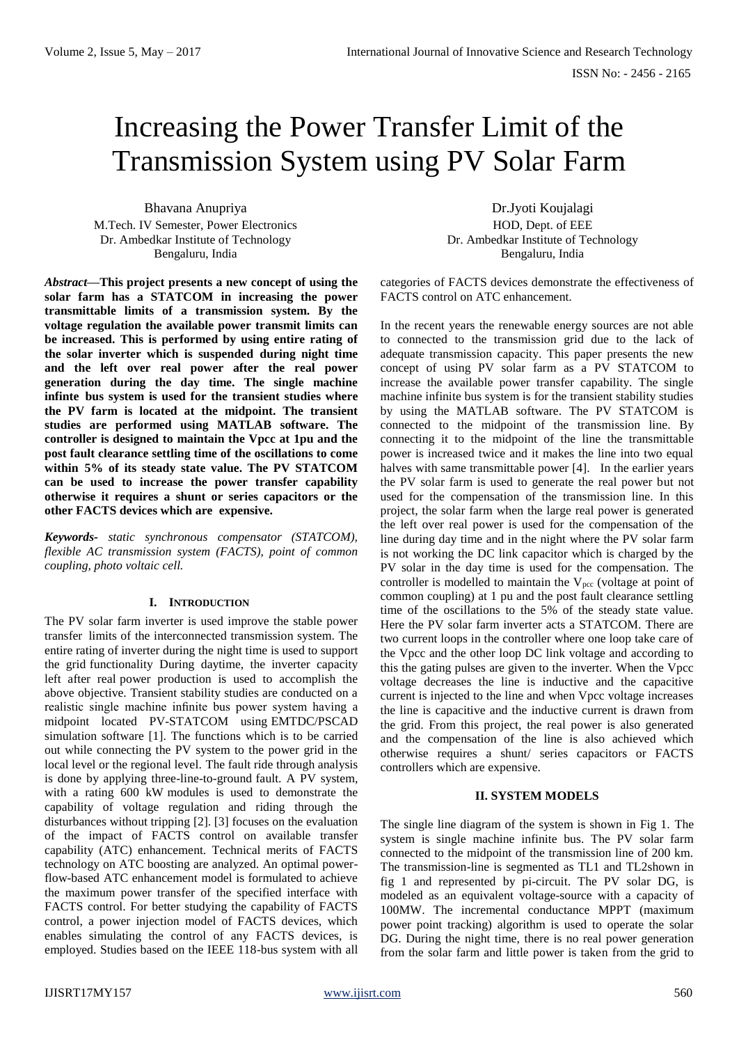# Increasing the Power Transfer Limit of the Transmission System using PV Solar Farm

Bhavana Anupriya
M.Tech. IV Semester, Power Electronics
Dr. Ambedkar Institute of Technology
Bengaluru, India

Dr.Jyoti Koujalagi
HOD, Dept. of EEE
Dr. Ambedkar Institute of Technology
Bengaluru, India

***Abstract*—This project presents a new concept of using the solar farm has a STATCOM in increasing the power transmittable limits of a transmission system. By the voltage regulation the available power transmit limits can be increased. This is performed by using entire rating of the solar inverter which is suspended during night time and the left over real power after the real power generation during the day time. The single machine infinte bus system is used for the transient studies where the PV farm is located at the midpoint. The transient studies are performed using MATLAB software. The controller is designed to maintain the Vpcc at 1pu and the post fault clearance settling time of the oscillations to come within 5% of its steady state value. The PV STATCOM can be used to increase the power transfer capability otherwise it requires a shunt or series capacitors or the other FACTS devices which are expensive.**

***Keywords-*** *static synchronous compensator (STATCOM), flexible AC transmission system (FACTS), point of common coupling, photo voltaic cell.*

## I. Introduction

The PV solar farm inverter is used improve the stable power transfer limits of the interconnected transmission system. The entire rating of inverter during the night time is used to support the grid functionality During daytime, the inverter capacity left after real power production is used to accomplish the above objective. Transient stability studies are conducted on a realistic single machine infinite bus power system having a midpoint located PV-STATCOM using EMTDC/PSCAD simulation software [1]. The functions which is to be carried out while connecting the PV system to the power grid in the local level or the regional level. The fault ride through analysis is done by applying three-line-to-ground fault. A PV system, with a rating 600 kW modules is used to demonstrate the capability of voltage regulation and riding through the disturbances without tripping [2]. [3] focuses on the evaluation of the impact of FACTS control on available transfer capability (ATC) enhancement. Technical merits of FACTS technology on ATC boosting are analyzed. An optimal power-flow-based ATC enhancement model is formulated to achieve the maximum power transfer of the specified interface with FACTS control. For better studying the capability of FACTS control, a power injection model of FACTS devices, which enables simulating the control of any FACTS devices, is employed. Studies based on the IEEE 118-bus system with all categories of FACTS devices demonstrate the effectiveness of FACTS control on ATC enhancement.

In the recent years the renewable energy sources are not able to connected to the transmission grid due to the lack of adequate transmission capacity. This paper presents the new concept of using PV solar farm as a PV STATCOM to increase the available power transfer capability. The single machine infinite bus system is for the transient stability studies by using the MATLAB software. The PV STATCOM is connected to the midpoint of the transmission line. By connecting it to the midpoint of the line the transmittable power is increased twice and it makes the line into two equal halves with same transmittable power [4]. In the earlier years the PV solar farm is used to generate the real power but not used for the compensation of the transmission line. In this project, the solar farm when the large real power is generated the left over real power is used for the compensation of the line during day time and in the night where the PV solar farm is not working the DC link capacitor which is charged by the PV solar in the day time is used for the compensation. The controller is modelled to maintain the $V_{pcc}$ (voltage at point of common coupling) at 1 pu and the post fault clearance settling time of the oscillations to the 5% of the steady state value. Here the PV solar farm inverter acts a STATCOM. There are two current loops in the controller where one loop take care of the Vpcc and the other loop DC link voltage and according to this the gating pulses are given to the inverter. When the Vpcc voltage decreases the line is inductive and the capacitive current is injected to the line and when Vpcc voltage increases the line is capacitive and the inductive current is drawn from the grid. From this project, the real power is also generated and the compensation of the line is also achieved which otherwise requires a shunt/ series capacitors or FACTS controllers which are expensive.

## II. System Models

The single line diagram of the system is shown in Fig 1. The system is single machine infinite bus. The PV solar farm connected to the midpoint of the transmission line of 200 km. The transmission-line is segmented as TL1 and TL2shown in fig 1 and represented by pi-circuit. The PV solar DG, is modeled as an equivalent voltage-source with a capacity of 100MW. The incremental conductance MPPT (maximum power point tracking) algorithm is used to operate the solar DG. During the night time, there is no real power generation from the solar farm and little power is taken from the grid to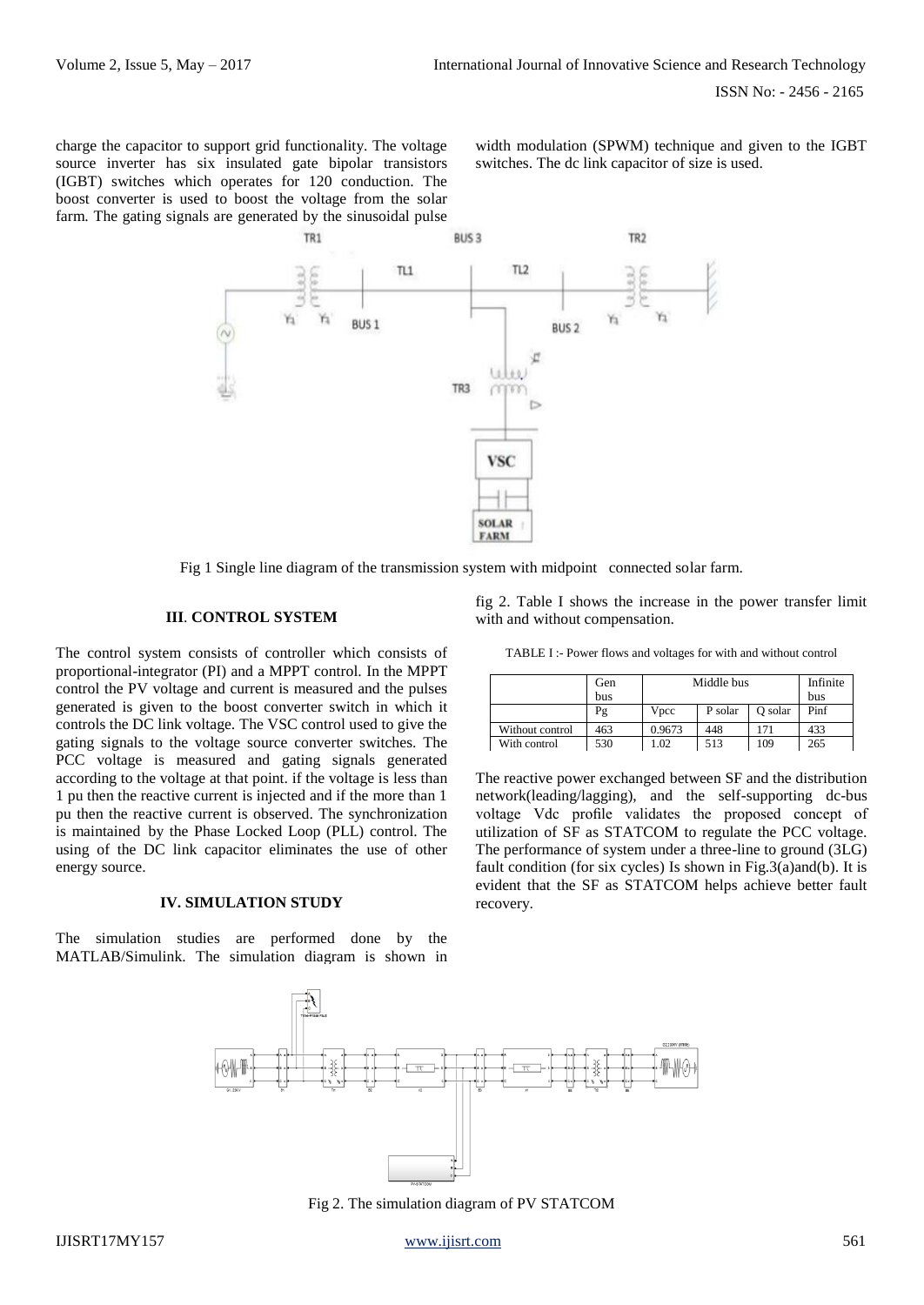charge the capacitor to support grid functionality. The voltage source inverter has six insulated gate bipolar transistors (IGBT) switches which operates for 120 conduction. The boost converter is used to boost the voltage from the solar farm. The gating signals are generated by the sinusoidal pulse width modulation (SPWM) technique and given to the IGBT switches. The dc link capacitor of size is used.

Fig 1 Single line diagram of the transmission system with midpoint connected solar farm.

### III. CONTROL SYSTEM

The control system consists of controller which consists of proportional-integrator (PI) and a MPPT control. In the MPPT control the PV voltage and current is measured and the pulses generated is given to the boost converter switch in which it controls the DC link voltage. The VSC control used to give the gating signals to the voltage source converter switches. The PCC voltage is measured and gating signals generated according to the voltage at that point. if the voltage is less than 1 pu then the reactive current is injected and if the more than 1 pu then the reactive current is observed. The synchronization is maintained by the Phase Locked Loop (PLL) control. The using of the DC link capacitor eliminates the use of other energy source.

### IV. SIMULATION STUDY

The simulation studies are performed done by the MATLAB/Simulink. The simulation diagram is shown in fig 2. Table I shows the increase in the power transfer limit with and without compensation.

TABLE I :- Power flows and voltages for with and without control

| | Gen bus | Middle bus | | | Infinite bus |
|---|---|---|---|---|---|
| | Pg | Vpcc | P solar | Q solar | Pinf |
| Without control | 463 | 0.9673 | 448 | 171 | 433 |
| With control | 530 | 1.02 | 513 | 109 | 265 |

The reactive power exchanged between SF and the distribution network(leading/lagging), and the self-supporting dc-bus voltage Vdc profile validates the proposed concept of utilization of SF as STATCOM to regulate the PCC voltage. The performance of system under a three-line to ground (3LG) fault condition (for six cycles) Is shown in Fig.3(a)and(b). It is evident that the SF as STATCOM helps achieve better fault recovery.

Fig 2. The simulation diagram of PV STATCOM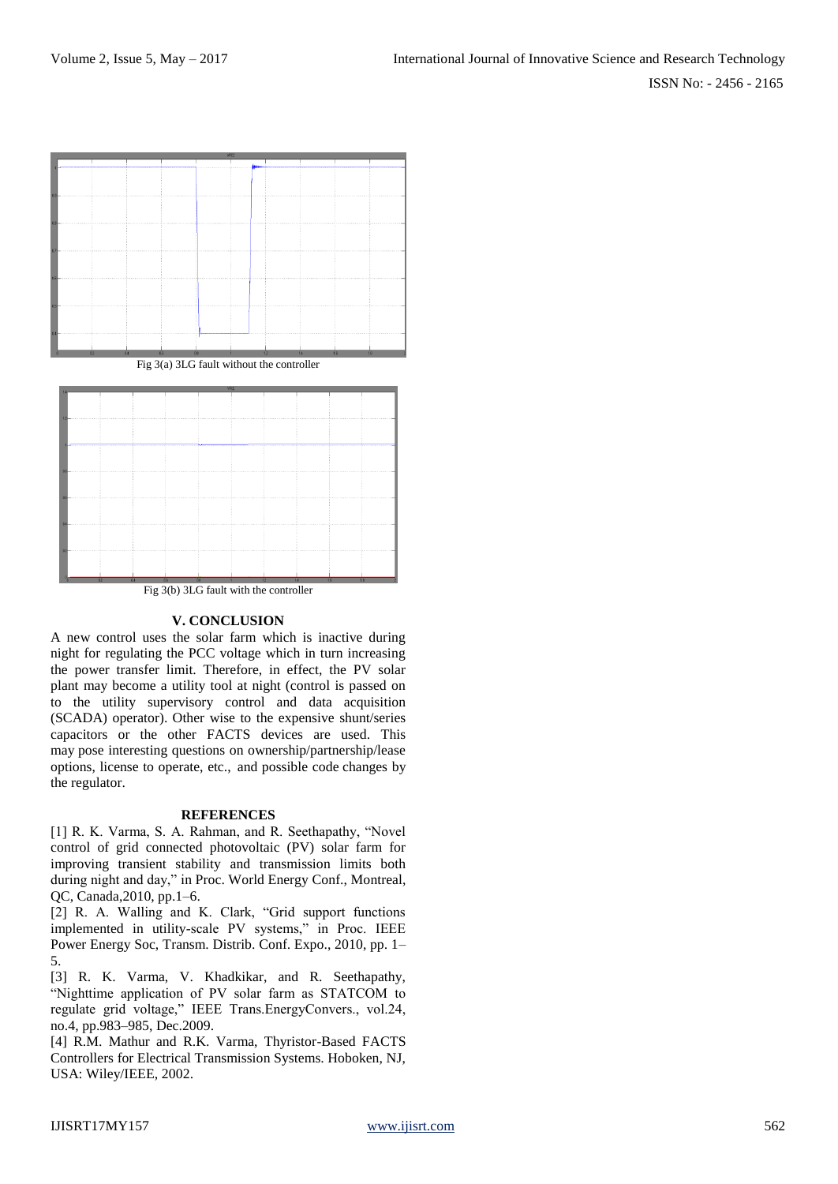Fig 3(a) 3LG fault without the controller

Fig 3(b) 3LG fault with the controller

## V. CONCLUSION

A new control uses the solar farm which is inactive during night for regulating the PCC voltage which in turn increasing the power transfer limit. Therefore, in effect, the PV solar plant may become a utility tool at night (control is passed on to the utility supervisory control and data acquisition (SCADA) operator). Other wise to the expensive shunt/series capacitors or the other FACTS devices are used. This may pose interesting questions on ownership/partnership/lease options, license to operate, etc., and possible code changes by the regulator.

## REFERENCES

[1] R. K. Varma, S. A. Rahman, and R. Seethapathy, "Novel control of grid connected photovoltaic (PV) solar farm for improving transient stability and transmission limits both during night and day," in Proc. World Energy Conf., Montreal, QC, Canada,2010, pp.1–6.

[2] R. A. Walling and K. Clark, "Grid support functions implemented in utility-scale PV systems," in Proc. IEEE Power Energy Soc, Transm. Distrib. Conf. Expo., 2010, pp. 1–5.

[3] R. K. Varma, V. Khadkikar, and R. Seethapathy, "Nighttime application of PV solar farm as STATCOM to regulate grid voltage," IEEE Trans.EnergyConvers., vol.24, no.4, pp.983–985, Dec.2009.

[4] R.M. Mathur and R.K. Varma, Thyristor-Based FACTS Controllers for Electrical Transmission Systems. Hoboken, NJ, USA: Wiley/IEEE, 2002.